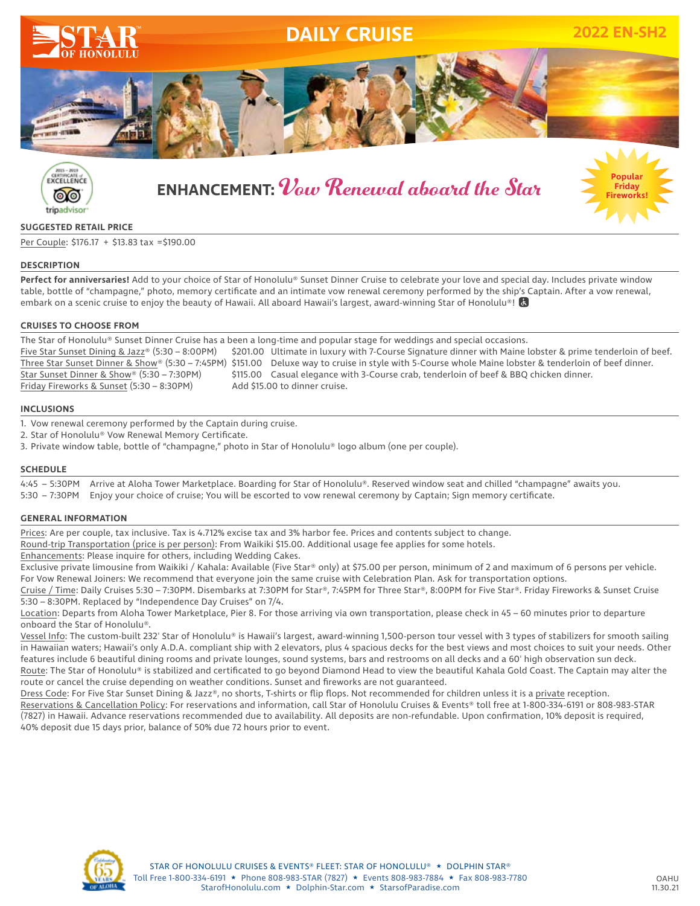# DAILY CRUISE

**2022 EN-SH2**

## ENHANCEMENT: *Vow Renewal aboard the Star*

Popular Friday Fireworks!

### SUGGESTED RETAIL PRICE

Per Couple: $176.17 + $13.83 tax =$190.00

### DESCRIPTION

**Perfect for anniversaries!** Add to your choice of Star of Honolulu® Sunset Dinner Cruise to celebrate your love and special day. Includes private window table, bottle of "champagne," photo, memory certificate and an intimate vow renewal ceremony performed by the ship's Captain. After a vow renewal, embark on a scenic cruise to enjoy the beauty of Hawaii. All aboard Hawaii's largest, award-winning Star of Honolulu®!

### CRUISES TO CHOOSE FROM

The Star of Honolulu® Sunset Dinner Cruise has a been a long-time and popular stage for weddings and special occasions.

| Cruise | Price | Description |
|---|---|---|
| Five Star Sunset Dining & Jazz® (5:30 – 8:00PM) | $201.00 | Ultimate in luxury with 7-Course Signature dinner with Maine lobster & prime tenderloin of beef. |
| Three Star Sunset Dinner & Show® (5:30 – 7:45PM) | $151.00 | Deluxe way to cruise in style with 5-Course whole Maine lobster & tenderloin of beef dinner. |
| Star Sunset Dinner & Show® (5:30 – 7:30PM) | $115.00 | Casual elegance with 3-Course crab, tenderloin of beef & BBQ chicken dinner. |
| Friday Fireworks & Sunset (5:30 – 8:30PM) | Add $15.00 to dinner cruise. | |

### INCLUSIONS

1. Vow renewal ceremony performed by the Captain during cruise.
2. Star of Honolulu® Vow Renewal Memory Certificate.
3. Private window table, bottle of "champagne," photo in Star of Honolulu® logo album (one per couple).

### SCHEDULE

4:45 – 5:30PM Arrive at Aloha Tower Marketplace. Boarding for Star of Honolulu®. Reserved window seat and chilled "champagne" awaits you.

5:30 – 7:30PM Enjoy your choice of cruise; You will be escorted to vow renewal ceremony by Captain; Sign memory certificate.

### GENERAL INFORMATION

Prices: Are per couple, tax inclusive. Tax is 4.712% excise tax and 3% harbor fee. Prices and contents subject to change.

Round-trip Transportation (price is per person): From Waikiki $15.00. Additional usage fee applies for some hotels.

Enhancements: Please inquire for others, including Wedding Cakes.

Exclusive private limousine from Waikiki / Kahala: Available (Five Star® only) at $75.00 per person, minimum of 2 and maximum of 6 persons per vehicle. For Vow Renewal Joiners: We recommend that everyone join the same cruise with Celebration Plan. Ask for transportation options.

Cruise / Time: Daily Cruises 5:30 – 7:30PM. Disembarks at 7:30PM for Star®, 7:45PM for Three Star®, 8:00PM for Five Star®. Friday Fireworks & Sunset Cruise 5:30 – 8:30PM. Replaced by "Independence Day Cruises" on 7/4.

Location: Departs from Aloha Tower Marketplace, Pier 8. For those arriving via own transportation, please check in 45 – 60 minutes prior to departure onboard the Star of Honolulu®.

Vessel Info: The custom-built 232' Star of Honolulu® is Hawaii's largest, award-winning 1,500-person tour vessel with 3 types of stabilizers for smooth sailing in Hawaiian waters; Hawaii's only A.D.A. compliant ship with 2 elevators, plus 4 spacious decks for the best views and most choices to suit your needs. Other features include 6 beautiful dining rooms and private lounges, sound systems, bars and restrooms on all decks and a 60' high observation sun deck.

Route: The Star of Honolulu® is stabilized and certificated to go beyond Diamond Head to view the beautiful Kahala Gold Coast. The Captain may alter the route or cancel the cruise depending on weather conditions. Sunset and fireworks are not guaranteed.

Dress Code: For Five Star Sunset Dining & Jazz®, no shorts, T-shirts or flip flops. Not recommended for children unless it is a private reception.

Reservations & Cancellation Policy: For reservations and information, call Star of Honolulu Cruises & Events® toll free at 1-800-334-6191 or 808-983-STAR (7827) in Hawaii. Advance reservations recommended due to availability. All deposits are non-refundable. Upon confirmation, 10% deposit is required, 40% deposit due 15 days prior, balance of 50% due 72 hours prior to event.

STAR OF HONOLULU CRUISES & EVENTS® FLEET: STAR OF HONOLULU® ★ DOLPHIN STAR®
Toll Free 1-800-334-6191 ★ Phone 808-983-STAR (7827) ★ Events 808-983-7884 ★ Fax 808-983-7780
StarofHonolulu.com ★ Dolphin-Star.com ★ StarsofParadise.com

OAHU 11.30.21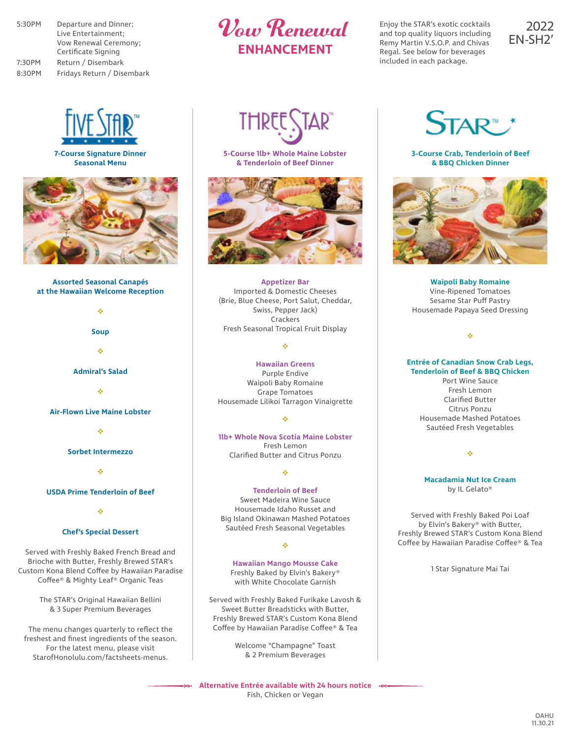| | |
|---|---|
| 5:30PM | Departure and Dinner; Live Entertainment; Vow Renewal Ceremony; Certificate Signing |
| 7:30PM | Return / Disembark |
| 8:30PM | Fridays Return / Disembark |

# Vow Renewal ENHANCEMENT

Enjoy the STAR's exotic cocktails and top quality liquors including Remy Martin V.S.O.P. and Chivas Regal. See below for beverages included in each package.

2022 EN-SH2'

## FIVE STAR™

**7-Course Signature Dinner Seasonal Menu**

**Assorted Seasonal Canapés at the Hawaiian Welcome Reception**

**Soup**

**Admiral's Salad**

**Air-Flown Live Maine Lobster**

**Sorbet Intermezzo**

**USDA Prime Tenderloin of Beef**

**Chef's Special Dessert**

Served with Freshly Baked French Bread and Brioche with Butter, Freshly Brewed STAR's Custom Kona Blend Coffee by Hawaiian Paradise Coffee® & Mighty Leaf® Organic Teas

The STAR's Original Hawaiian Bellini & 3 Super Premium Beverages

The menu changes quarterly to reflect the freshest and finest ingredients of the season. For the latest menu, please visit StarofHonolulu.com/factsheets-menus.

## THREE STAR™

**5-Course 1lb+ Whole Maine Lobster & Tenderloin of Beef Dinner**

**Appetizer Bar**
Imported & Domestic Cheeses
(Brie, Blue Cheese, Port Salut, Cheddar, Swiss, Pepper Jack)
Crackers
Fresh Seasonal Tropical Fruit Display

**Hawaiian Greens**
Purple Endive
Waipoli Baby Romaine
Grape Tomatoes
Housemade Lilikoi Tarragon Vinaigrette

**1lb+ Whole Nova Scotia Maine Lobster**
Fresh Lemon
Clarified Butter and Citrus Ponzu

**Tenderloin of Beef**
Sweet Madeira Wine Sauce
Housemade Idaho Russet and Big Island Okinawan Mashed Potatoes
Sautéed Fresh Seasonal Vegetables

**Hawaiian Mango Mousse Cake**
Freshly Baked by Elvin's Bakery®
with White Chocolate Garnish

Served with Freshly Baked Furikake Lavosh & Sweet Butter Breadsticks with Butter, Freshly Brewed STAR's Custom Kona Blend Coffee by Hawaiian Paradise Coffee® & Tea

Welcome "Champagne" Toast & 2 Premium Beverages

## STAR™

**3-Course Crab, Tenderloin of Beef & BBQ Chicken Dinner**

**Waipoli Baby Romaine**
Vine-Ripened Tomatoes
Sesame Star Puff Pastry
Housemade Papaya Seed Dressing

**Entrée of Canadian Snow Crab Legs, Tenderloin of Beef & BBQ Chicken**
Port Wine Sauce
Fresh Lemon
Clarified Butter
Citrus Ponzu
Housemade Mashed Potatoes
Sautéed Fresh Vegetables

**Macadamia Nut Ice Cream**
by IL Gelato®

Served with Freshly Baked Poi Loaf by Elvin's Bakery® with Butter, Freshly Brewed STAR's Custom Kona Blend Coffee by Hawaiian Paradise Coffee® & Tea

1 Star Signature Mai Tai

**Alternative Entrée available with 24 hours notice**
Fish, Chicken or Vegan

OAHU
11.30.21